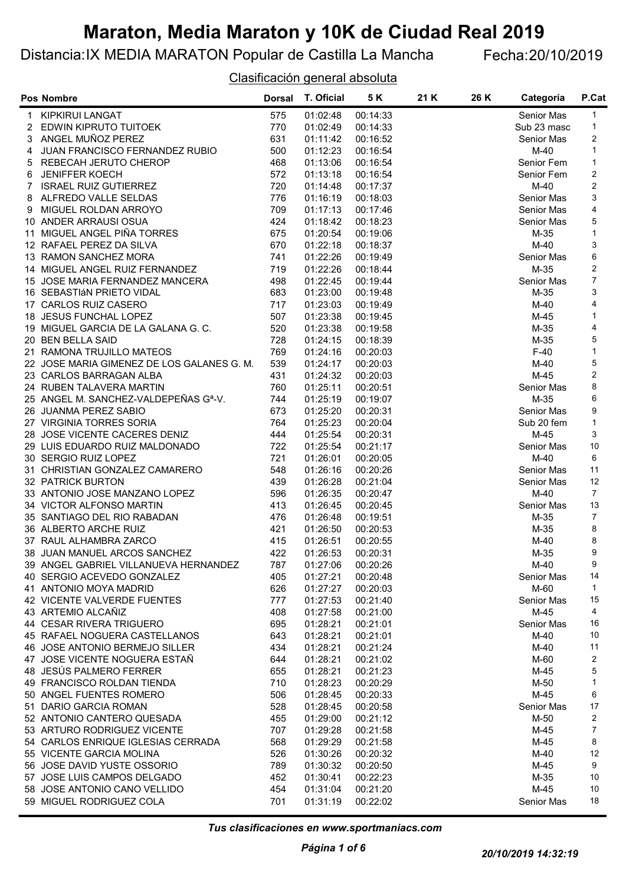# Maraton, Media Maraton y 10K de Ciudad Real 2019

Distancia:IX MEDIA MARATON Popular de Castilla La Mancha Fecha:20/10/2019

Clasificación general absoluta

| Pos | Nombre | Dorsal | T. Oficial | 5 K | 21 K | 26 K | Categoría | P.Cat |
|---|---|---|---|---|---|---|---|---|
| 1 | KIPKIRUI LANGAT | 575 | 01:02:48 | 00:14:33 | | | Senior Mas | 1 |
| 2 | EDWIN KIPRUTO TUITOEK | 770 | 01:02:49 | 00:14:33 | | | Sub 23 masc | 1 |
| 3 | ANGEL MUÑOZ PEREZ | 631 | 01:11:42 | 00:16:52 | | | Senior Mas | 2 |
| 4 | JUAN FRANCISCO FERNANDEZ RUBIO | 500 | 01:12:23 | 00:16:54 | | | M-40 | 1 |
| 5 | REBECAH JERUTO CHEROP | 468 | 01:13:06 | 00:16:54 | | | Senior Fem | 1 |
| 6 | JENIFFER KOECH | 572 | 01:13:18 | 00:16:54 | | | Senior Fem | 2 |
| 7 | ISRAEL RUIZ GUTIERREZ | 720 | 01:14:48 | 00:17:37 | | | M-40 | 2 |
| 8 | ALFREDO VALLE SELDAS | 776 | 01:16:19 | 00:18:03 | | | Senior Mas | 3 |
| 9 | MIGUEL ROLDAN ARROYO | 709 | 01:17:13 | 00:17:46 | | | Senior Mas | 4 |
| 10 | ANDER ARRAUSI OSUA | 424 | 01:18:42 | 00:18:23 | | | Senior Mas | 5 |
| 11 | MIGUEL ANGEL PIÑA TORRES | 675 | 01:20:54 | 00:19:06 | | | M-35 | 1 |
| 12 | RAFAEL PEREZ DA SILVA | 670 | 01:22:18 | 00:18:37 | | | M-40 | 3 |
| 13 | RAMON SANCHEZ MORA | 741 | 01:22:26 | 00:19:49 | | | Senior Mas | 6 |
| 14 | MIGUEL ANGEL RUIZ FERNANDEZ | 719 | 01:22:26 | 00:18:44 | | | M-35 | 2 |
| 15 | JOSE MARIA FERNANDEZ MANCERA | 498 | 01:22:45 | 00:19:44 | | | Senior Mas | 7 |
| 16 | SEBASTIáN PRIETO VIDAL | 683 | 01:23:00 | 00:19:48 | | | M-35 | 3 |
| 17 | CARLOS RUIZ CASERO | 717 | 01:23:03 | 00:19:49 | | | M-40 | 4 |
| 18 | JESUS FUNCHAL LOPEZ | 507 | 01:23:38 | 00:19:45 | | | M-45 | 1 |
| 19 | MIGUEL GARCIA DE LA GALANA G. C. | 520 | 01:23:38 | 00:19:58 | | | M-35 | 4 |
| 20 | BEN BELLA SAID | 728 | 01:24:15 | 00:18:39 | | | M-35 | 5 |
| 21 | RAMONA TRUJILLO MATEOS | 769 | 01:24:16 | 00:20:03 | | | F-40 | 1 |
| 22 | JOSE MARIA GIMENEZ DE LOS GALANES G. M. | 539 | 01:24:17 | 00:20:03 | | | M-40 | 5 |
| 23 | CARLOS BARRAGAN ALBA | 431 | 01:24:32 | 00:20:03 | | | M-45 | 2 |
| 24 | RUBEN TALAVERA MARTIN | 760 | 01:25:11 | 00:20:51 | | | Senior Mas | 8 |
| 25 | ANGEL M. SANCHEZ-VALDEPEÑAS Gª-V. | 744 | 01:25:19 | 00:19:07 | | | M-35 | 6 |
| 26 | JUANMA PEREZ SABIO | 673 | 01:25:20 | 00:20:31 | | | Senior Mas | 9 |
| 27 | VIRGINIA TORRES SORIA | 764 | 01:25:23 | 00:20:04 | | | Sub 20 fem | 1 |
| 28 | JOSE VICENTE CACERES DENIZ | 444 | 01:25:54 | 00:20:31 | | | M-45 | 3 |
| 29 | LUIS EDUARDO RUIZ MALDONADO | 722 | 01:25:54 | 00:21:17 | | | Senior Mas | 10 |
| 30 | SERGIO RUIZ LOPEZ | 721 | 01:26:01 | 00:20:05 | | | M-40 | 6 |
| 31 | CHRISTIAN GONZALEZ CAMARERO | 548 | 01:26:16 | 00:20:26 | | | Senior Mas | 11 |
| 32 | PATRICK BURTON | 439 | 01:26:28 | 00:21:04 | | | Senior Mas | 12 |
| 33 | ANTONIO JOSE MANZANO LOPEZ | 596 | 01:26:35 | 00:20:47 | | | M-40 | 7 |
| 34 | VICTOR ALFONSO MARTIN | 413 | 01:26:45 | 00:20:45 | | | Senior Mas | 13 |
| 35 | SANTIAGO DEL RIO RABADAN | 476 | 01:26:48 | 00:19:51 | | | M-35 | 7 |
| 36 | ALBERTO ARCHE RUIZ | 421 | 01:26:50 | 00:20:53 | | | M-35 | 8 |
| 37 | RAUL ALHAMBRA ZARCO | 415 | 01:26:51 | 00:20:55 | | | M-40 | 8 |
| 38 | JUAN MANUEL ARCOS SANCHEZ | 422 | 01:26:53 | 00:20:31 | | | M-35 | 9 |
| 39 | ANGEL GABRIEL VILLANUEVA HERNANDEZ | 787 | 01:27:06 | 00:20:26 | | | M-40 | 9 |
| 40 | SERGIO ACEVEDO GONZALEZ | 405 | 01:27:21 | 00:20:48 | | | Senior Mas | 14 |
| 41 | ANTONIO MOYA MADRID | 626 | 01:27:27 | 00:20:03 | | | M-60 | 1 |
| 42 | VICENTE VALVERDE FUENTES | 777 | 01:27:53 | 00:21:40 | | | Senior Mas | 15 |
| 43 | ARTEMIO ALCAÑIZ | 408 | 01:27:58 | 00:21:00 | | | M-45 | 4 |
| 44 | CESAR RIVERA TRIGUERO | 695 | 01:28:21 | 00:21:01 | | | Senior Mas | 16 |
| 45 | RAFAEL NOGUERA CASTELLANOS | 643 | 01:28:21 | 00:21:01 | | | M-40 | 10 |
| 46 | JOSE ANTONIO BERMEJO SILLER | 434 | 01:28:21 | 00:21:24 | | | M-40 | 11 |
| 47 | JOSE VICENTE NOGUERA ESTAÑ | 644 | 01:28:21 | 00:21:02 | | | M-60 | 2 |
| 48 | JESÚS PALMERO FERRER | 655 | 01:28:21 | 00:21:23 | | | M-45 | 5 |
| 49 | FRANCISCO ROLDAN TIENDA | 710 | 01:28:23 | 00:20:29 | | | M-50 | 1 |
| 50 | ANGEL FUENTES ROMERO | 506 | 01:28:45 | 00:20:33 | | | M-45 | 6 |
| 51 | DARIO GARCIA ROMAN | 528 | 01:28:45 | 00:20:58 | | | Senior Mas | 17 |
| 52 | ANTONIO CANTERO QUESADA | 455 | 01:29:00 | 00:21:12 | | | M-50 | 2 |
| 53 | ARTURO RODRIGUEZ VICENTE | 707 | 01:29:28 | 00:21:58 | | | M-45 | 7 |
| 54 | CARLOS ENRIQUE IGLESIAS CERRADA | 568 | 01:29:29 | 00:21:58 | | | M-45 | 8 |
| 55 | VICENTE GARCIA MOLINA | 526 | 01:30:26 | 00:20:32 | | | M-40 | 12 |
| 56 | JOSE DAVID YUSTE OSSORIO | 789 | 01:30:32 | 00:20:50 | | | M-45 | 9 |
| 57 | JOSE LUIS CAMPOS DELGADO | 452 | 01:30:41 | 00:22:23 | | | M-35 | 10 |
| 58 | JOSE ANTONIO CANO VELLIDO | 454 | 01:31:04 | 00:21:20 | | | M-45 | 10 |
| 59 | MIGUEL RODRIGUEZ COLA | 701 | 01:31:19 | 00:22:02 | | | Senior Mas | 18 |

*Tus clasificaciones en www.sportmaniacs.com*

*20/10/2019 14:32:19*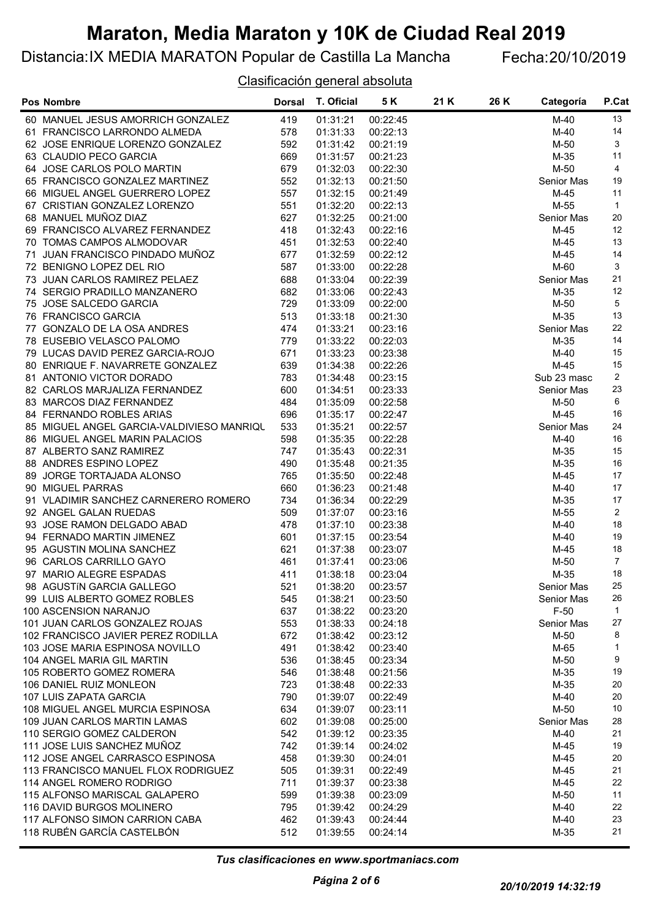# Maraton, Media Maraton y 10K de Ciudad Real 2019

Distancia:IX MEDIA MARATON Popular de Castilla La Mancha    Fecha:20/10/2019

## Clasificación general absoluta

| Pos | Nombre | Dorsal | T. Oficial | 5 K | 21 K | 26 K | Categoría | P.Cat |
|---|---|---|---|---|---|---|---|---|
| 60 | MANUEL JESUS AMORRICH GONZALEZ | 419 | 01:31:21 | 00:22:45 | | | M-40 | 13 |
| 61 | FRANCISCO LARRONDO ALMEDA | 578 | 01:31:33 | 00:22:13 | | | M-40 | 14 |
| 62 | JOSE ENRIQUE LORENZO GONZALEZ | 592 | 01:31:42 | 00:21:19 | | | M-50 | 3 |
| 63 | CLAUDIO PECO GARCIA | 669 | 01:31:57 | 00:21:23 | | | M-35 | 11 |
| 64 | JOSE CARLOS POLO MARTIN | 679 | 01:32:03 | 00:22:30 | | | M-50 | 4 |
| 65 | FRANCISCO GONZALEZ MARTINEZ | 552 | 01:32:13 | 00:21:50 | | | Senior Mas | 19 |
| 66 | MIGUEL ANGEL GUERRERO LOPEZ | 557 | 01:32:15 | 00:21:49 | | | M-45 | 11 |
| 67 | CRISTIAN GONZALEZ LORENZO | 551 | 01:32:20 | 00:22:13 | | | M-55 | 1 |
| 68 | MANUEL MUÑOZ DIAZ | 627 | 01:32:25 | 00:21:00 | | | Senior Mas | 20 |
| 69 | FRANCISCO ALVAREZ FERNANDEZ | 418 | 01:32:43 | 00:22:16 | | | M-45 | 12 |
| 70 | TOMAS CAMPOS ALMODOVAR | 451 | 01:32:53 | 00:22:40 | | | M-45 | 13 |
| 71 | JUAN FRANCISCO PINDADO MUÑOZ | 677 | 01:32:59 | 00:22:12 | | | M-45 | 14 |
| 72 | BENIGNO LOPEZ DEL RIO | 587 | 01:33:00 | 00:22:28 | | | M-60 | 3 |
| 73 | JUAN CARLOS RAMIREZ PELAEZ | 688 | 01:33:04 | 00:22:39 | | | Senior Mas | 21 |
| 74 | SERGIO PRADILLO MANZANERO | 682 | 01:33:06 | 00:22:43 | | | M-35 | 12 |
| 75 | JOSE SALCEDO GARCIA | 729 | 01:33:09 | 00:22:00 | | | M-50 | 5 |
| 76 | FRANCISCO GARCIA | 513 | 01:33:18 | 00:21:30 | | | M-35 | 13 |
| 77 | GONZALO DE LA OSA ANDRES | 474 | 01:33:21 | 00:23:16 | | | Senior Mas | 22 |
| 78 | EUSEBIO VELASCO PALOMO | 779 | 01:33:22 | 00:22:03 | | | M-35 | 14 |
| 79 | LUCAS DAVID PEREZ GARCIA-ROJO | 671 | 01:33:23 | 00:23:38 | | | M-40 | 15 |
| 80 | ENRIQUE F. NAVARRETE GONZALEZ | 639 | 01:34:38 | 00:22:26 | | | M-45 | 15 |
| 81 | ANTONIO VICTOR DORADO | 783 | 01:34:48 | 00:23:15 | | | Sub 23 masc | 2 |
| 82 | CARLOS MARJALIZA FERNANDEZ | 600 | 01:34:51 | 00:23:33 | | | Senior Mas | 23 |
| 83 | MARCOS DIAZ FERNANDEZ | 484 | 01:35:09 | 00:22:58 | | | M-50 | 6 |
| 84 | FERNANDO ROBLES ARIAS | 696 | 01:35:17 | 00:22:47 | | | M-45 | 16 |
| 85 | MIGUEL ANGEL GARCIA-VALDIVIESO MANRIQU | 533 | 01:35:21 | 00:22:57 | | | Senior Mas | 24 |
| 86 | MIGUEL ANGEL MARIN PALACIOS | 598 | 01:35:35 | 00:22:28 | | | M-40 | 16 |
| 87 | ALBERTO SANZ RAMIREZ | 747 | 01:35:43 | 00:22:31 | | | M-35 | 15 |
| 88 | ANDRES ESPINO LOPEZ | 490 | 01:35:48 | 00:21:35 | | | M-35 | 16 |
| 89 | JORGE TORTAJADA ALONSO | 765 | 01:35:50 | 00:22:48 | | | M-45 | 17 |
| 90 | MIGUEL PARRAS | 660 | 01:36:23 | 00:21:48 | | | M-40 | 17 |
| 91 | VLADIMIR SANCHEZ CARNERERO ROMERO | 734 | 01:36:34 | 00:22:29 | | | M-35 | 17 |
| 92 | ANGEL GALAN RUEDAS | 509 | 01:37:07 | 00:23:16 | | | M-55 | 2 |
| 93 | JOSE RAMON DELGADO ABAD | 478 | 01:37:10 | 00:23:38 | | | M-40 | 18 |
| 94 | FERNADO MARTIN JIMENEZ | 601 | 01:37:15 | 00:23:54 | | | M-40 | 19 |
| 95 | AGUSTIN MOLINA SANCHEZ | 621 | 01:37:38 | 00:23:07 | | | M-45 | 18 |
| 96 | CARLOS CARRILLO GAYO | 461 | 01:37:41 | 00:23:06 | | | M-50 | 7 |
| 97 | MARIO ALEGRE ESPADAS | 411 | 01:38:18 | 00:23:04 | | | M-35 | 18 |
| 98 | AGUSTíN GARCIA GALLEGO | 521 | 01:38:20 | 00:23:57 | | | Senior Mas | 25 |
| 99 | LUIS ALBERTO GOMEZ ROBLES | 545 | 01:38:21 | 00:23:50 | | | Senior Mas | 26 |
| 100 | ASCENSION NARANJO | 637 | 01:38:22 | 00:23:20 | | | F-50 | 1 |
| 101 | JUAN CARLOS GONZALEZ ROJAS | 553 | 01:38:33 | 00:24:18 | | | Senior Mas | 27 |
| 102 | FRANCISCO JAVIER PEREZ RODILLA | 672 | 01:38:42 | 00:23:12 | | | M-50 | 8 |
| 103 | JOSE MARIA ESPINOSA NOVILLO | 491 | 01:38:42 | 00:23:40 | | | M-65 | 1 |
| 104 | ANGEL MARIA GIL MARTIN | 536 | 01:38:45 | 00:23:34 | | | M-50 | 9 |
| 105 | ROBERTO GOMEZ ROMERA | 546 | 01:38:48 | 00:21:56 | | | M-35 | 19 |
| 106 | DANIEL RUIZ MONLEON | 723 | 01:38:48 | 00:22:33 | | | M-35 | 20 |
| 107 | LUIS ZAPATA GARCIA | 790 | 01:39:07 | 00:22:49 | | | M-40 | 20 |
| 108 | MIGUEL ANGEL MURCIA ESPINOSA | 634 | 01:39:07 | 00:23:11 | | | M-50 | 10 |
| 109 | JUAN CARLOS MARTIN LAMAS | 602 | 01:39:08 | 00:25:00 | | | Senior Mas | 28 |
| 110 | SERGIO GOMEZ CALDERON | 542 | 01:39:12 | 00:23:35 | | | M-40 | 21 |
| 111 | JOSE LUIS SANCHEZ MUÑOZ | 742 | 01:39:14 | 00:24:02 | | | M-45 | 19 |
| 112 | JOSE ANGEL CARRASCO ESPINOSA | 458 | 01:39:30 | 00:24:01 | | | M-45 | 20 |
| 113 | FRANCISCO MANUEL FLOX RODRIGUEZ | 505 | 01:39:31 | 00:22:49 | | | M-45 | 21 |
| 114 | ANGEL ROMERO RODRIGO | 711 | 01:39:37 | 00:23:38 | | | M-45 | 22 |
| 115 | ALFONSO MARISCAL GALAPERO | 599 | 01:39:38 | 00:23:09 | | | M-50 | 11 |
| 116 | DAVID BURGOS MOLINERO | 795 | 01:39:42 | 00:24:29 | | | M-40 | 22 |
| 117 | ALFONSO SIMON CARRION CABA | 462 | 01:39:43 | 00:24:44 | | | M-40 | 23 |
| 118 | RUBÉN GARCÍA CASTELBÓN | 512 | 01:39:55 | 00:24:14 | | | M-35 | 21 |

*Tus clasificaciones en www.sportmaniacs.com*

*20/10/2019 14:32:19*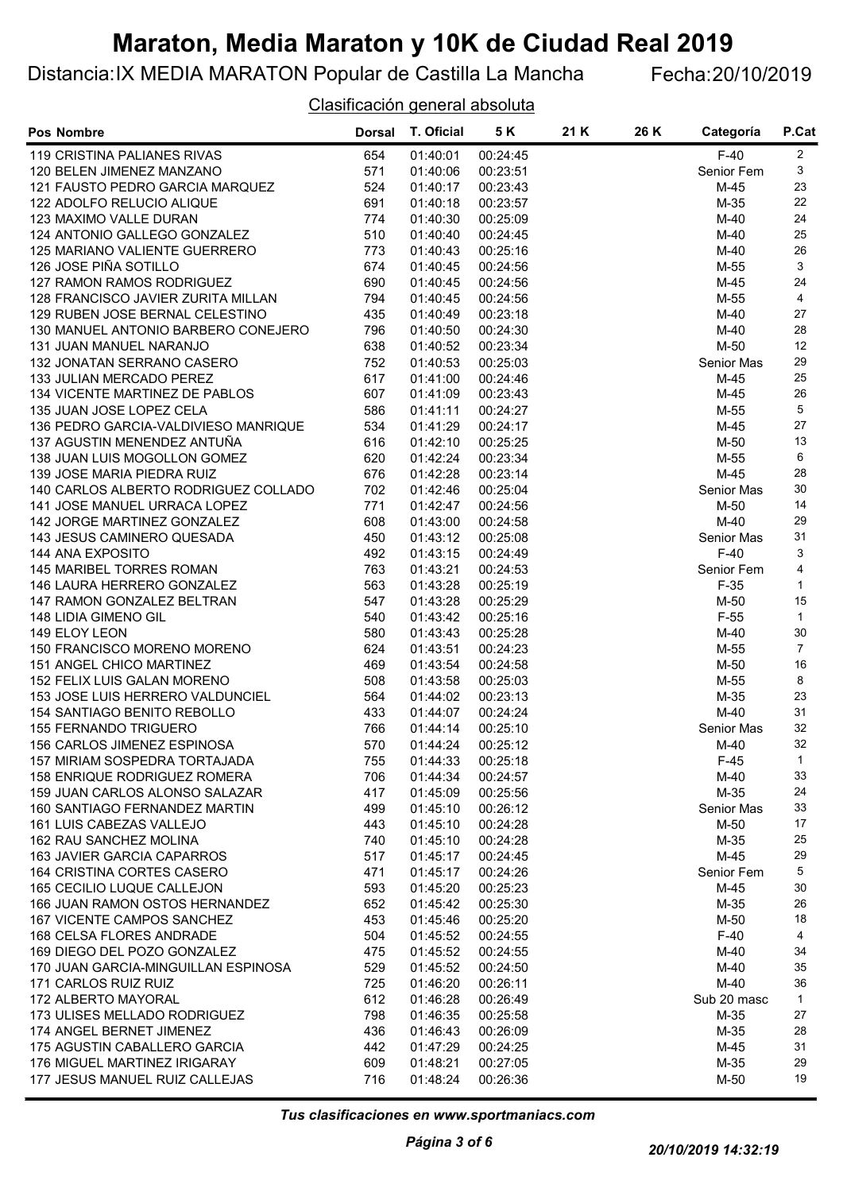# Maraton, Media Maraton y 10K de Ciudad Real 2019

Distancia:IX MEDIA MARATON Popular de Castilla La Mancha

Fecha:20/10/2019

Clasificación general absoluta

| Pos | Nombre | Dorsal | T. Oficial | 5 K | 21 K | 26 K | Categoría | P.Cat |
|---|---|---|---|---|---|---|---|---|
| 119 | CRISTINA PALIANES RIVAS | 654 | 01:40:01 | 00:24:45 | | | F-40 | 2 |
| 120 | BELEN JIMENEZ MANZANO | 571 | 01:40:06 | 00:23:51 | | | Senior Fem | 3 |
| 121 | FAUSTO PEDRO GARCIA MARQUEZ | 524 | 01:40:17 | 00:23:43 | | | M-45 | 23 |
| 122 | ADOLFO RELUCIO ALIQUE | 691 | 01:40:18 | 00:23:57 | | | M-35 | 22 |
| 123 | MAXIMO VALLE DURAN | 774 | 01:40:30 | 00:25:09 | | | M-40 | 24 |
| 124 | ANTONIO GALLEGO GONZALEZ | 510 | 01:40:40 | 00:24:45 | | | M-40 | 25 |
| 125 | MARIANO VALIENTE GUERRERO | 773 | 01:40:43 | 00:25:16 | | | M-40 | 26 |
| 126 | JOSE PIÑA SOTILLO | 674 | 01:40:45 | 00:24:56 | | | M-55 | 3 |
| 127 | RAMON RAMOS RODRIGUEZ | 690 | 01:40:45 | 00:24:56 | | | M-45 | 24 |
| 128 | FRANCISCO JAVIER ZURITA MILLAN | 794 | 01:40:45 | 00:24:56 | | | M-55 | 4 |
| 129 | RUBEN JOSE BERNAL CELESTINO | 435 | 01:40:49 | 00:23:18 | | | M-40 | 27 |
| 130 | MANUEL ANTONIO BARBERO CONEJERO | 796 | 01:40:50 | 00:24:30 | | | M-40 | 28 |
| 131 | JUAN MANUEL NARANJO | 638 | 01:40:52 | 00:23:34 | | | M-50 | 12 |
| 132 | JONATAN SERRANO CASERO | 752 | 01:40:53 | 00:25:03 | | | Senior Mas | 29 |
| 133 | JULIAN MERCADO PEREZ | 617 | 01:41:00 | 00:24:46 | | | M-45 | 25 |
| 134 | VICENTE MARTINEZ DE PABLOS | 607 | 01:41:09 | 00:23:43 | | | M-45 | 26 |
| 135 | JUAN JOSE LOPEZ CELA | 586 | 01:41:11 | 00:24:27 | | | M-55 | 5 |
| 136 | PEDRO GARCIA-VALDIVIESO MANRIQUE | 534 | 01:41:29 | 00:24:17 | | | M-45 | 27 |
| 137 | AGUSTIN MENENDEZ ANTUÑA | 616 | 01:42:10 | 00:25:25 | | | M-50 | 13 |
| 138 | JUAN LUIS MOGOLLON GOMEZ | 620 | 01:42:24 | 00:23:34 | | | M-55 | 6 |
| 139 | JOSE MARIA PIEDRA RUIZ | 676 | 01:42:28 | 00:23:14 | | | M-45 | 28 |
| 140 | CARLOS ALBERTO RODRIGUEZ COLLADO | 702 | 01:42:46 | 00:25:04 | | | Senior Mas | 30 |
| 141 | JOSE MANUEL URRACA LOPEZ | 771 | 01:42:47 | 00:24:56 | | | M-50 | 14 |
| 142 | JORGE MARTINEZ GONZALEZ | 608 | 01:43:00 | 00:24:58 | | | M-40 | 29 |
| 143 | JESUS CAMINERO QUESADA | 450 | 01:43:12 | 00:25:08 | | | Senior Mas | 31 |
| 144 | ANA EXPOSITO | 492 | 01:43:15 | 00:24:49 | | | F-40 | 3 |
| 145 | MARIBEL TORRES ROMAN | 763 | 01:43:21 | 00:24:53 | | | Senior Fem | 4 |
| 146 | LAURA HERRERO GONZALEZ | 563 | 01:43:28 | 00:25:19 | | | F-35 | 1 |
| 147 | RAMON GONZALEZ BELTRAN | 547 | 01:43:28 | 00:25:29 | | | M-50 | 15 |
| 148 | LIDIA GIMENO GIL | 540 | 01:43:42 | 00:25:16 | | | F-55 | 1 |
| 149 | ELOY LEON | 580 | 01:43:43 | 00:25:28 | | | M-40 | 30 |
| 150 | FRANCISCO MORENO MORENO | 624 | 01:43:51 | 00:24:23 | | | M-55 | 7 |
| 151 | ANGEL CHICO MARTINEZ | 469 | 01:43:54 | 00:24:58 | | | M-50 | 16 |
| 152 | FELIX LUIS GALAN MORENO | 508 | 01:43:58 | 00:25:03 | | | M-55 | 8 |
| 153 | JOSE LUIS HERRERO VALDUNCIEL | 564 | 01:44:02 | 00:23:13 | | | M-35 | 23 |
| 154 | SANTIAGO BENITO REBOLLO | 433 | 01:44:07 | 00:24:24 | | | M-40 | 31 |
| 155 | FERNANDO TRIGUERO | 766 | 01:44:14 | 00:25:10 | | | Senior Mas | 32 |
| 156 | CARLOS JIMENEZ ESPINOSA | 570 | 01:44:24 | 00:25:12 | | | M-40 | 32 |
| 157 | MIRIAM SOSPEDRA TORTAJADA | 755 | 01:44:33 | 00:25:18 | | | F-45 | 1 |
| 158 | ENRIQUE RODRIGUEZ ROMERA | 706 | 01:44:34 | 00:24:57 | | | M-40 | 33 |
| 159 | JUAN CARLOS ALONSO SALAZAR | 417 | 01:45:09 | 00:25:56 | | | M-35 | 24 |
| 160 | SANTIAGO FERNANDEZ MARTIN | 499 | 01:45:10 | 00:26:12 | | | Senior Mas | 33 |
| 161 | LUIS CABEZAS VALLEJO | 443 | 01:45:10 | 00:24:28 | | | M-50 | 17 |
| 162 | RAU SANCHEZ MOLINA | 740 | 01:45:10 | 00:24:28 | | | M-35 | 25 |
| 163 | JAVIER GARCIA CAPARROS | 517 | 01:45:17 | 00:24:45 | | | M-45 | 29 |
| 164 | CRISTINA CORTES CASERO | 471 | 01:45:17 | 00:24:26 | | | Senior Fem | 5 |
| 165 | CECILIO LUQUE CALLEJON | 593 | 01:45:20 | 00:25:23 | | | M-45 | 30 |
| 166 | JUAN RAMON OSTOS HERNANDEZ | 652 | 01:45:42 | 00:25:30 | | | M-35 | 26 |
| 167 | VICENTE CAMPOS SANCHEZ | 453 | 01:45:46 | 00:25:20 | | | M-50 | 18 |
| 168 | CELSA FLORES ANDRADE | 504 | 01:45:52 | 00:24:55 | | | F-40 | 4 |
| 169 | DIEGO DEL POZO GONZALEZ | 475 | 01:45:52 | 00:24:55 | | | M-40 | 34 |
| 170 | JUAN GARCIA-MINGUILLAN ESPINOSA | 529 | 01:45:52 | 00:24:50 | | | M-40 | 35 |
| 171 | CARLOS RUIZ RUIZ | 725 | 01:46:20 | 00:26:11 | | | M-40 | 36 |
| 172 | ALBERTO MAYORAL | 612 | 01:46:28 | 00:26:49 | | | Sub 20 masc | 1 |
| 173 | ULISES MELLADO RODRIGUEZ | 798 | 01:46:35 | 00:25:58 | | | M-35 | 27 |
| 174 | ANGEL BERNET JIMENEZ | 436 | 01:46:43 | 00:26:09 | | | M-35 | 28 |
| 175 | AGUSTIN CABALLERO GARCIA | 442 | 01:47:29 | 00:24:25 | | | M-45 | 31 |
| 176 | MIGUEL MARTINEZ IRIGARAY | 609 | 01:48:21 | 00:27:05 | | | M-35 | 29 |
| 177 | JESUS MANUEL RUIZ CALLEJAS | 716 | 01:48:24 | 00:26:36 | | | M-50 | 19 |

*Tus clasificaciones en www.sportmaniacs.com*

*20/10/2019 14:32:19*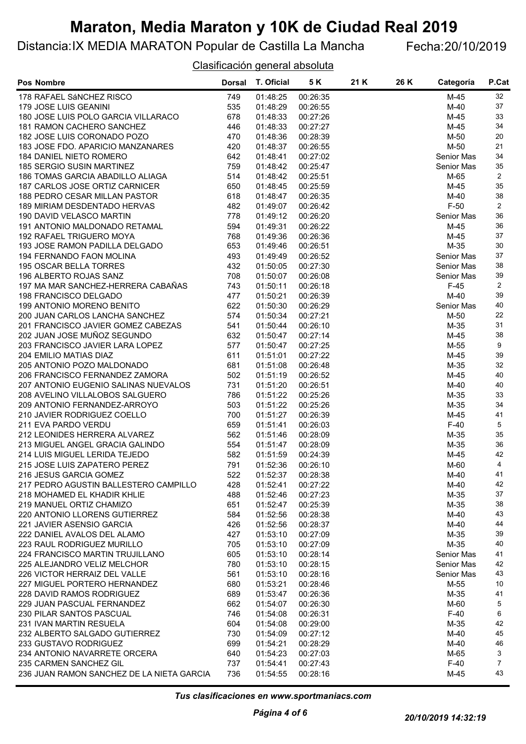# Maraton, Media Maraton y 10K de Ciudad Real 2019

Distancia:IX MEDIA MARATON Popular de Castilla La Mancha — Fecha:20/10/2019

Clasificación general absoluta

| Pos | Nombre | Dorsal | T. Oficial | 5 K | 21 K | 26 K | Categoría | P.Cat |
|---|---|---|---|---|---|---|---|---|
| 178 | RAFAEL SáNCHEZ RISCO | 749 | 01:48:25 | 00:26:35 | | | M-45 | 32 |
| 179 | JOSE LUIS GEANINI | 535 | 01:48:29 | 00:26:55 | | | M-40 | 37 |
| 180 | JOSE LUIS POLO GARCIA VILLARACO | 678 | 01:48:33 | 00:27:26 | | | M-45 | 33 |
| 181 | RAMON CACHERO SANCHEZ | 446 | 01:48:33 | 00:27:27 | | | M-45 | 34 |
| 182 | JOSE LUIS CORONADO POZO | 470 | 01:48:36 | 00:28:39 | | | M-50 | 20 |
| 183 | JOSE FDO. APARICIO MANZANARES | 420 | 01:48:37 | 00:26:55 | | | M-50 | 21 |
| 184 | DANIEL NIETO ROMERO | 642 | 01:48:41 | 00:27:02 | | | Senior Mas | 34 |
| 185 | SERGIO SUSIN MARTINEZ | 759 | 01:48:42 | 00:25:47 | | | Senior Mas | 35 |
| 186 | TOMAS GARCIA ABADILLO ALIAGA | 514 | 01:48:42 | 00:25:51 | | | M-65 | 2 |
| 187 | CARLOS JOSE ORTIZ CARNICER | 650 | 01:48:45 | 00:25:59 | | | M-45 | 35 |
| 188 | PEDRO CESAR MILLAN PASTOR | 618 | 01:48:47 | 00:26:35 | | | M-40 | 38 |
| 189 | MIRIAM DESDENTADO HERVAS | 482 | 01:49:07 | 00:26:42 | | | F-50 | 2 |
| 190 | DAVID VELASCO MARTIN | 778 | 01:49:12 | 00:26:20 | | | Senior Mas | 36 |
| 191 | ANTONIO MALDONADO RETAMAL | 594 | 01:49:31 | 00:26:22 | | | M-45 | 36 |
| 192 | RAFAEL TRIGUERO MOYA | 768 | 01:49:36 | 00:26:36 | | | M-45 | 37 |
| 193 | JOSE RAMON PADILLA DELGADO | 653 | 01:49:46 | 00:26:51 | | | M-35 | 30 |
| 194 | FERNANDO FAON MOLINA | 493 | 01:49:49 | 00:26:52 | | | Senior Mas | 37 |
| 195 | OSCAR BELLA TORRES | 432 | 01:50:05 | 00:27:30 | | | Senior Mas | 38 |
| 196 | ALBERTO ROJAS SANZ | 708 | 01:50:07 | 00:26:08 | | | Senior Mas | 39 |
| 197 | MA MAR SANCHEZ-HERRERA CABAÑAS | 743 | 01:50:11 | 00:26:18 | | | F-45 | 2 |
| 198 | FRANCISCO DELGADO | 477 | 01:50:21 | 00:26:39 | | | M-40 | 39 |
| 199 | ANTONIO MORENO BENITO | 622 | 01:50:30 | 00:26:29 | | | Senior Mas | 40 |
| 200 | JUAN CARLOS LANCHA SANCHEZ | 574 | 01:50:34 | 00:27:21 | | | M-50 | 22 |
| 201 | FRANCISCO JAVIER GOMEZ CABEZAS | 541 | 01:50:44 | 00:26:10 | | | M-35 | 31 |
| 202 | JUAN JOSE MUÑOZ SEGUNDO | 632 | 01:50:47 | 00:27:14 | | | M-45 | 38 |
| 203 | FRANCISCO JAVIER LARA LOPEZ | 577 | 01:50:47 | 00:27:25 | | | M-55 | 9 |
| 204 | EMILIO MATIAS DIAZ | 611 | 01:51:01 | 00:27:22 | | | M-45 | 39 |
| 205 | ANTONIO POZO MALDONADO | 681 | 01:51:08 | 00:26:48 | | | M-35 | 32 |
| 206 | FRANCISCO FERNANDEZ ZAMORA | 502 | 01:51:19 | 00:26:52 | | | M-45 | 40 |
| 207 | ANTONIO EUGENIO SALINAS NUEVALOS | 731 | 01:51:20 | 00:26:51 | | | M-40 | 40 |
| 208 | AVELINO VILLALOBOS SALGUERO | 786 | 01:51:22 | 00:25:26 | | | M-35 | 33 |
| 209 | ANTONIO FERNANDEZ-ARROYO | 503 | 01:51:22 | 00:25:26 | | | M-35 | 34 |
| 210 | JAVIER RODRIGUEZ COELLO | 700 | 01:51:27 | 00:26:39 | | | M-45 | 41 |
| 211 | EVA PARDO VERDU | 659 | 01:51:41 | 00:26:03 | | | F-40 | 5 |
| 212 | LEONIDES HERRERA ALVAREZ | 562 | 01:51:46 | 00:28:09 | | | M-35 | 35 |
| 213 | MIGUEL ANGEL GRACIA GALINDO | 554 | 01:51:47 | 00:28:09 | | | M-35 | 36 |
| 214 | LUIS MIGUEL LERIDA TEJEDO | 582 | 01:51:59 | 00:24:39 | | | M-45 | 42 |
| 215 | JOSE LUIS ZAPATERO PEREZ | 791 | 01:52:36 | 00:26:10 | | | M-60 | 4 |
| 216 | JESUS GARCIA GOMEZ | 522 | 01:52:37 | 00:28:38 | | | M-40 | 41 |
| 217 | PEDRO AGUSTIN BALLESTERO CAMPILLO | 428 | 01:52:41 | 00:27:22 | | | M-40 | 42 |
| 218 | MOHAMED EL KHADIR KHLIE | 488 | 01:52:46 | 00:27:23 | | | M-35 | 37 |
| 219 | MANUEL ORTIZ CHAMIZO | 651 | 01:52:47 | 00:25:39 | | | M-35 | 38 |
| 220 | ANTONIO LLORENS GUTIERREZ | 584 | 01:52:56 | 00:28:38 | | | M-40 | 43 |
| 221 | JAVIER ASENSIO GARCIA | 426 | 01:52:56 | 00:28:37 | | | M-40 | 44 |
| 222 | DANIEL AVALOS DEL ALAMO | 427 | 01:53:10 | 00:27:09 | | | M-35 | 39 |
| 223 | RAUL RODRIGUEZ MURILLO | 705 | 01:53:10 | 00:27:09 | | | M-35 | 40 |
| 224 | FRANCISCO MARTIN TRUJILLANO | 605 | 01:53:10 | 00:28:14 | | | Senior Mas | 41 |
| 225 | ALEJANDRO VELIZ MELCHOR | 780 | 01:53:10 | 00:28:15 | | | Senior Mas | 42 |
| 226 | VICTOR HERRAIZ DEL VALLE | 561 | 01:53:10 | 00:28:16 | | | Senior Mas | 43 |
| 227 | MIGUEL PORTERO HERNANDEZ | 680 | 01:53:21 | 00:28:46 | | | M-55 | 10 |
| 228 | DAVID RAMOS RODRIGUEZ | 689 | 01:53:47 | 00:26:36 | | | M-35 | 41 |
| 229 | JUAN PASCUAL FERNANDEZ | 662 | 01:54:07 | 00:26:30 | | | M-60 | 5 |
| 230 | PILAR SANTOS PASCUAL | 746 | 01:54:08 | 00:26:31 | | | F-40 | 6 |
| 231 | IVAN MARTIN RESUELA | 604 | 01:54:08 | 00:29:00 | | | M-35 | 42 |
| 232 | ALBERTO SALGADO GUTIERREZ | 730 | 01:54:09 | 00:27:12 | | | M-40 | 45 |
| 233 | GUSTAVO RODRIGUEZ | 699 | 01:54:21 | 00:28:29 | | | M-40 | 46 |
| 234 | ANTONIO NAVARRETE ORCERA | 640 | 01:54:23 | 00:27:03 | | | M-65 | 3 |
| 235 | CARMEN SANCHEZ GIL | 737 | 01:54:41 | 00:27:43 | | | F-40 | 7 |
| 236 | JUAN RAMON SANCHEZ DE LA NIETA GARCIA | 736 | 01:54:55 | 00:28:16 | | | M-45 | 43 |

*Tus clasificaciones en www.sportmaniacs.com*

*20/10/2019 14:32:19*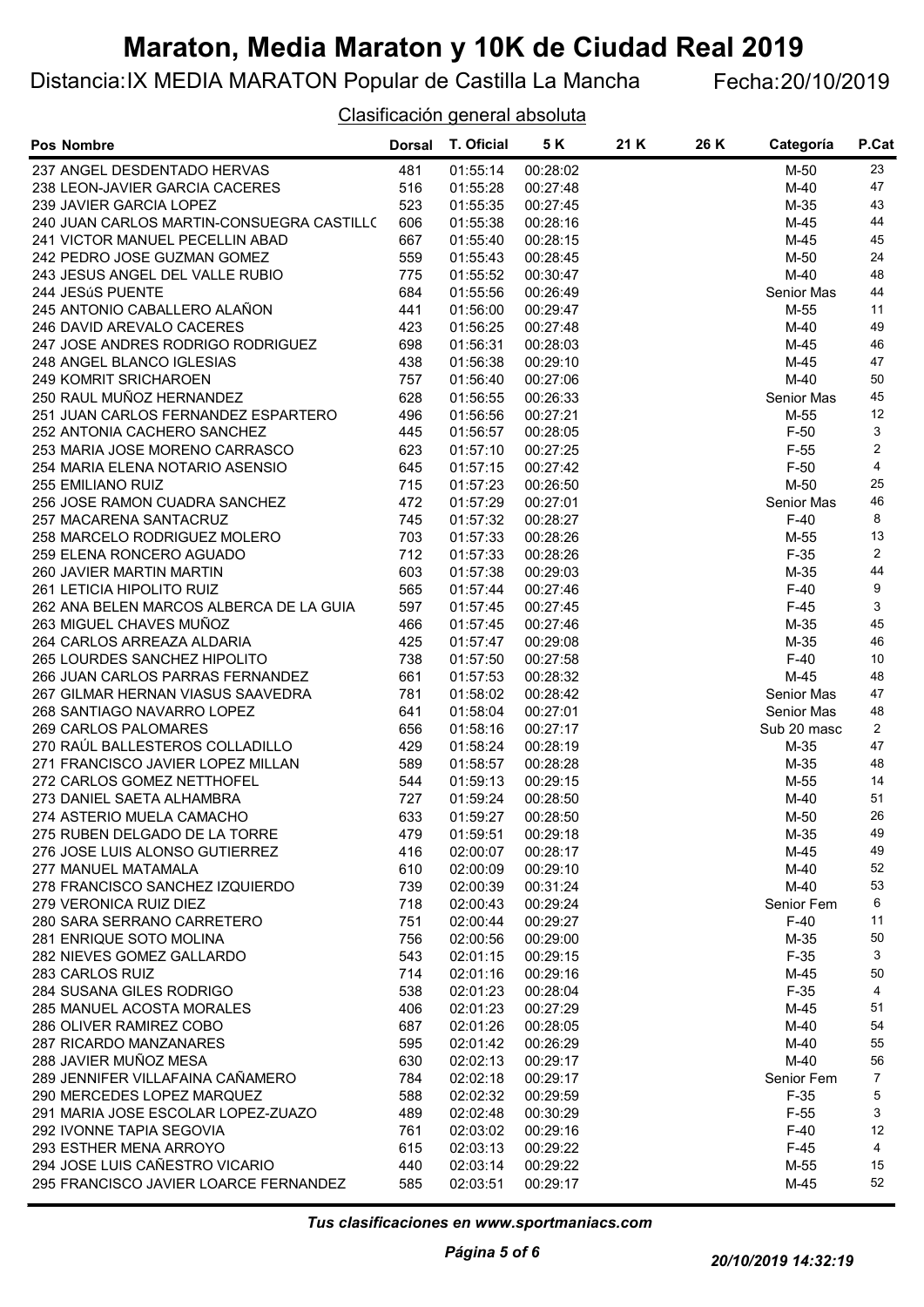# Maraton, Media Maraton y 10K de Ciudad Real 2019

Distancia:IX MEDIA MARATON Popular de Castilla La Mancha    Fecha:20/10/2019

Clasificación general absoluta

| Pos | Nombre | Dorsal | T. Oficial | 5 K | 21 K | 26 K | Categoría | P.Cat |
|---|---|---|---|---|---|---|---|---|
| 237 | ANGEL DESDENTADO HERVAS | 481 | 01:55:14 | 00:28:02 | | | M-50 | 23 |
| 238 | LEON-JAVIER GARCIA CACERES | 516 | 01:55:28 | 00:27:48 | | | M-40 | 47 |
| 239 | JAVIER GARCIA LOPEZ | 523 | 01:55:35 | 00:27:45 | | | M-35 | 43 |
| 240 | JUAN CARLOS MARTIN-CONSUEGRA CASTILL( | 606 | 01:55:38 | 00:28:16 | | | M-45 | 44 |
| 241 | VICTOR MANUEL PECELLIN ABAD | 667 | 01:55:40 | 00:28:15 | | | M-45 | 45 |
| 242 | PEDRO JOSE GUZMAN GOMEZ | 559 | 01:55:43 | 00:28:45 | | | M-50 | 24 |
| 243 | JESUS ANGEL DEL VALLE RUBIO | 775 | 01:55:52 | 00:30:47 | | | M-40 | 48 |
| 244 | JESúS PUENTE | 684 | 01:55:56 | 00:26:49 | | | Senior Mas | 44 |
| 245 | ANTONIO CABALLERO ALAÑON | 441 | 01:56:00 | 00:29:47 | | | M-55 | 11 |
| 246 | DAVID AREVALO CACERES | 423 | 01:56:25 | 00:27:48 | | | M-40 | 49 |
| 247 | JOSE ANDRES RODRIGO RODRIGUEZ | 698 | 01:56:31 | 00:28:03 | | | M-45 | 46 |
| 248 | ANGEL BLANCO IGLESIAS | 438 | 01:56:38 | 00:29:10 | | | M-45 | 47 |
| 249 | KOMRIT SRICHAROEN | 757 | 01:56:40 | 00:27:06 | | | M-40 | 50 |
| 250 | RAUL MUÑOZ HERNANDEZ | 628 | 01:56:55 | 00:26:33 | | | Senior Mas | 45 |
| 251 | JUAN CARLOS FERNANDEZ ESPARTERO | 496 | 01:56:56 | 00:27:21 | | | M-55 | 12 |
| 252 | ANTONIA CACHERO SANCHEZ | 445 | 01:56:57 | 00:28:05 | | | F-50 | 3 |
| 253 | MARIA JOSE MORENO CARRASCO | 623 | 01:57:10 | 00:27:25 | | | F-55 | 2 |
| 254 | MARIA ELENA NOTARIO ASENSIO | 645 | 01:57:15 | 00:27:42 | | | F-50 | 4 |
| 255 | EMILIANO RUIZ | 715 | 01:57:23 | 00:26:50 | | | M-50 | 25 |
| 256 | JOSE RAMON CUADRA SANCHEZ | 472 | 01:57:29 | 00:27:01 | | | Senior Mas | 46 |
| 257 | MACARENA SANTACRUZ | 745 | 01:57:32 | 00:28:27 | | | F-40 | 8 |
| 258 | MARCELO RODRIGUEZ MOLERO | 703 | 01:57:33 | 00:28:26 | | | M-55 | 13 |
| 259 | ELENA RONCERO AGUADO | 712 | 01:57:33 | 00:28:26 | | | F-35 | 2 |
| 260 | JAVIER MARTIN MARTIN | 603 | 01:57:38 | 00:29:03 | | | M-35 | 44 |
| 261 | LETICIA HIPOLITO RUIZ | 565 | 01:57:44 | 00:27:46 | | | F-40 | 9 |
| 262 | ANA BELEN MARCOS ALBERCA DE LA GUIA | 597 | 01:57:45 | 00:27:45 | | | F-45 | 3 |
| 263 | MIGUEL CHAVES MUÑOZ | 466 | 01:57:45 | 00:27:46 | | | M-35 | 45 |
| 264 | CARLOS ARREAZA ALDARIA | 425 | 01:57:47 | 00:29:08 | | | M-35 | 46 |
| 265 | LOURDES SANCHEZ HIPOLITO | 738 | 01:57:50 | 00:27:58 | | | F-40 | 10 |
| 266 | JUAN CARLOS PARRAS FERNANDEZ | 661 | 01:57:53 | 00:28:32 | | | M-45 | 48 |
| 267 | GILMAR HERNAN VIASUS SAAVEDRA | 781 | 01:58:02 | 00:28:42 | | | Senior Mas | 47 |
| 268 | SANTIAGO NAVARRO LOPEZ | 641 | 01:58:04 | 00:27:01 | | | Senior Mas | 48 |
| 269 | CARLOS PALOMARES | 656 | 01:58:16 | 00:27:17 | | | Sub 20 masc | 2 |
| 270 | RAÚL BALLESTEROS COLLADILLO | 429 | 01:58:24 | 00:28:19 | | | M-35 | 47 |
| 271 | FRANCISCO JAVIER LOPEZ MILLAN | 589 | 01:58:57 | 00:28:28 | | | M-35 | 48 |
| 272 | CARLOS GOMEZ NETTHOFEL | 544 | 01:59:13 | 00:29:15 | | | M-55 | 14 |
| 273 | DANIEL SAETA ALHAMBRA | 727 | 01:59:24 | 00:28:50 | | | M-40 | 51 |
| 274 | ASTERIO MUELA CAMACHO | 633 | 01:59:27 | 00:28:50 | | | M-50 | 26 |
| 275 | RUBEN DELGADO DE LA TORRE | 479 | 01:59:51 | 00:29:18 | | | M-35 | 49 |
| 276 | JOSE LUIS ALONSO GUTIERREZ | 416 | 02:00:07 | 00:28:17 | | | M-45 | 49 |
| 277 | MANUEL MATAMALA | 610 | 02:00:09 | 00:29:10 | | | M-40 | 52 |
| 278 | FRANCISCO SANCHEZ IZQUIERDO | 739 | 02:00:39 | 00:31:24 | | | M-40 | 53 |
| 279 | VERONICA RUIZ DIEZ | 718 | 02:00:43 | 00:29:24 | | | Senior Fem | 6 |
| 280 | SARA SERRANO CARRETERO | 751 | 02:00:44 | 00:29:27 | | | F-40 | 11 |
| 281 | ENRIQUE SOTO MOLINA | 756 | 02:00:56 | 00:29:00 | | | M-35 | 50 |
| 282 | NIEVES GOMEZ GALLARDO | 543 | 02:01:15 | 00:29:15 | | | F-35 | 3 |
| 283 | CARLOS RUIZ | 714 | 02:01:16 | 00:29:16 | | | M-45 | 50 |
| 284 | SUSANA GILES RODRIGO | 538 | 02:01:23 | 00:28:04 | | | F-35 | 4 |
| 285 | MANUEL ACOSTA MORALES | 406 | 02:01:23 | 00:27:29 | | | M-45 | 51 |
| 286 | OLIVER RAMIREZ COBO | 687 | 02:01:26 | 00:28:05 | | | M-40 | 54 |
| 287 | RICARDO MANZANARES | 595 | 02:01:42 | 00:26:29 | | | M-40 | 55 |
| 288 | JAVIER MUÑOZ MESA | 630 | 02:02:13 | 00:29:17 | | | M-40 | 56 |
| 289 | JENNIFER VILLAFAINA CAÑAMERO | 784 | 02:02:18 | 00:29:17 | | | Senior Fem | 7 |
| 290 | MERCEDES LOPEZ MARQUEZ | 588 | 02:02:32 | 00:29:59 | | | F-35 | 5 |
| 291 | MARIA JOSE ESCOLAR LOPEZ-ZUAZO | 489 | 02:02:48 | 00:30:29 | | | F-55 | 3 |
| 292 | IVONNE TAPIA SEGOVIA | 761 | 02:03:02 | 00:29:16 | | | F-40 | 12 |
| 293 | ESTHER MENA ARROYO | 615 | 02:03:13 | 00:29:22 | | | F-45 | 4 |
| 294 | JOSE LUIS CAÑESTRO VICARIO | 440 | 02:03:14 | 00:29:22 | | | M-55 | 15 |
| 295 | FRANCISCO JAVIER LOARCE FERNANDEZ | 585 | 02:03:51 | 00:29:17 | | | M-45 | 52 |

*Tus clasificaciones en www.sportmaniacs.com*

*20/10/2019 14:32:19*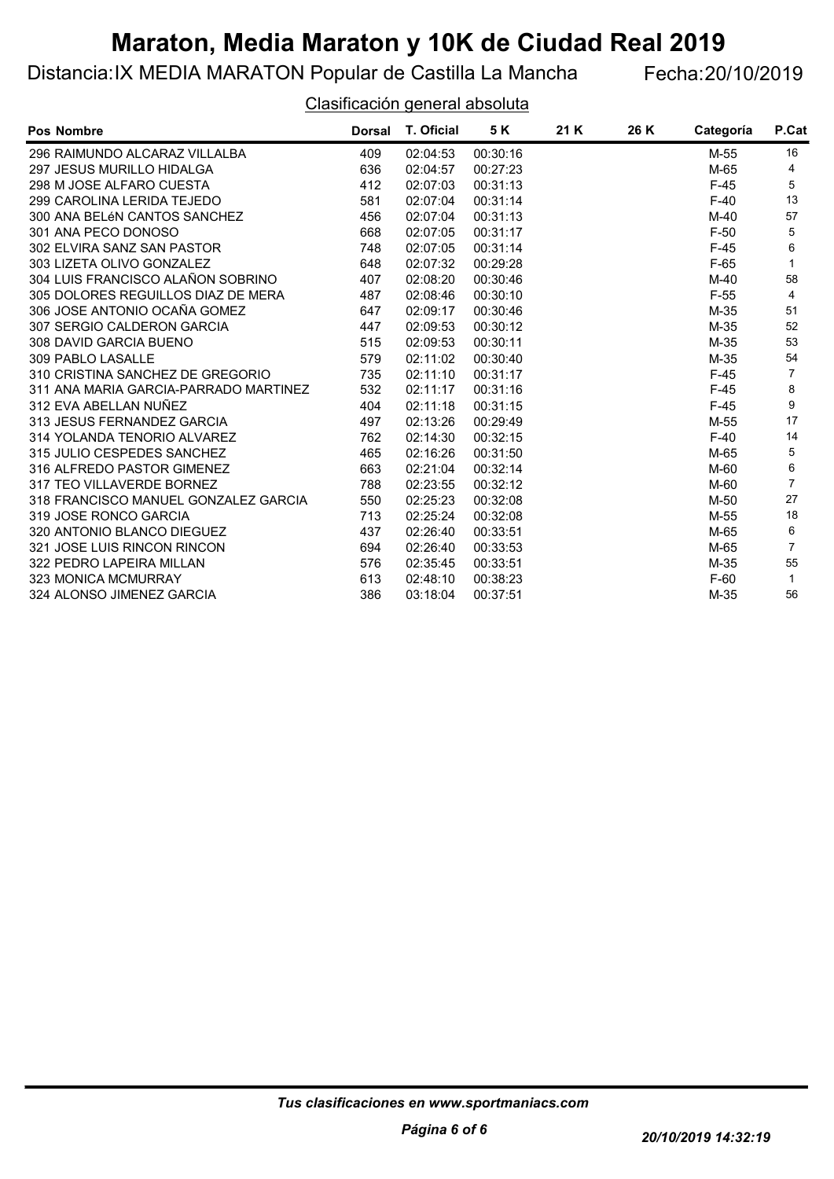# Maraton, Media Maraton y 10K de Ciudad Real 2019

Distancia:IX MEDIA MARATON Popular de Castilla La Mancha Fecha:20/10/2019

Clasificación general absoluta

| Pos | Nombre | Dorsal | T. Oficial | 5 K | 21 K | 26 K | Categoría | P.Cat |
|---|---|---|---|---|---|---|---|---|
| 296 | RAIMUNDO ALCARAZ VILLALBA | 409 | 02:04:53 | 00:30:16 | | | M-55 | 16 |
| 297 | JESUS MURILLO HIDALGA | 636 | 02:04:57 | 00:27:23 | | | M-65 | 4 |
| 298 | M JOSE ALFARO CUESTA | 412 | 02:07:03 | 00:31:13 | | | F-45 | 5 |
| 299 | CAROLINA LERIDA TEJEDO | 581 | 02:07:04 | 00:31:14 | | | F-40 | 13 |
| 300 | ANA BELéN CANTOS SANCHEZ | 456 | 02:07:04 | 00:31:13 | | | M-40 | 57 |
| 301 | ANA PECO DONOSO | 668 | 02:07:05 | 00:31:17 | | | F-50 | 5 |
| 302 | ELVIRA SANZ SAN PASTOR | 748 | 02:07:05 | 00:31:14 | | | F-45 | 6 |
| 303 | LIZETA OLIVO GONZALEZ | 648 | 02:07:32 | 00:29:28 | | | F-65 | 1 |
| 304 | LUIS FRANCISCO ALAÑON SOBRINO | 407 | 02:08:20 | 00:30:46 | | | M-40 | 58 |
| 305 | DOLORES REGUILLOS DIAZ DE MERA | 487 | 02:08:46 | 00:30:10 | | | F-55 | 4 |
| 306 | JOSE ANTONIO OCAÑA GOMEZ | 647 | 02:09:17 | 00:30:46 | | | M-35 | 51 |
| 307 | SERGIO CALDERON GARCIA | 447 | 02:09:53 | 00:30:12 | | | M-35 | 52 |
| 308 | DAVID GARCIA BUENO | 515 | 02:09:53 | 00:30:11 | | | M-35 | 53 |
| 309 | PABLO LASALLE | 579 | 02:11:02 | 00:30:40 | | | M-35 | 54 |
| 310 | CRISTINA SANCHEZ DE GREGORIO | 735 | 02:11:10 | 00:31:17 | | | F-45 | 7 |
| 311 | ANA MARIA GARCIA-PARRADO MARTINEZ | 532 | 02:11:17 | 00:31:16 | | | F-45 | 8 |
| 312 | EVA ABELLAN NUÑEZ | 404 | 02:11:18 | 00:31:15 | | | F-45 | 9 |
| 313 | JESUS FERNANDEZ GARCIA | 497 | 02:13:26 | 00:29:49 | | | M-55 | 17 |
| 314 | YOLANDA TENORIO ALVAREZ | 762 | 02:14:30 | 00:32:15 | | | F-40 | 14 |
| 315 | JULIO CESPEDES SANCHEZ | 465 | 02:16:26 | 00:31:50 | | | M-65 | 5 |
| 316 | ALFREDO PASTOR GIMENEZ | 663 | 02:21:04 | 00:32:14 | | | M-60 | 6 |
| 317 | TEO VILLAVERDE BORNEZ | 788 | 02:23:55 | 00:32:12 | | | M-60 | 7 |
| 318 | FRANCISCO MANUEL GONZALEZ GARCIA | 550 | 02:25:23 | 00:32:08 | | | M-50 | 27 |
| 319 | JOSE RONCO GARCIA | 713 | 02:25:24 | 00:32:08 | | | M-55 | 18 |
| 320 | ANTONIO BLANCO DIEGUEZ | 437 | 02:26:40 | 00:33:51 | | | M-65 | 6 |
| 321 | JOSE LUIS RINCON RINCON | 694 | 02:26:40 | 00:33:53 | | | M-65 | 7 |
| 322 | PEDRO LAPEIRA MILLAN | 576 | 02:35:45 | 00:33:51 | | | M-35 | 55 |
| 323 | MONICA MCMURRAY | 613 | 02:48:10 | 00:38:23 | | | F-60 | 1 |
| 324 | ALONSO JIMENEZ GARCIA | 386 | 03:18:04 | 00:37:51 | | | M-35 | 56 |

*Tus clasificaciones en www.sportmaniacs.com*

*20/10/2019 14:32:19*